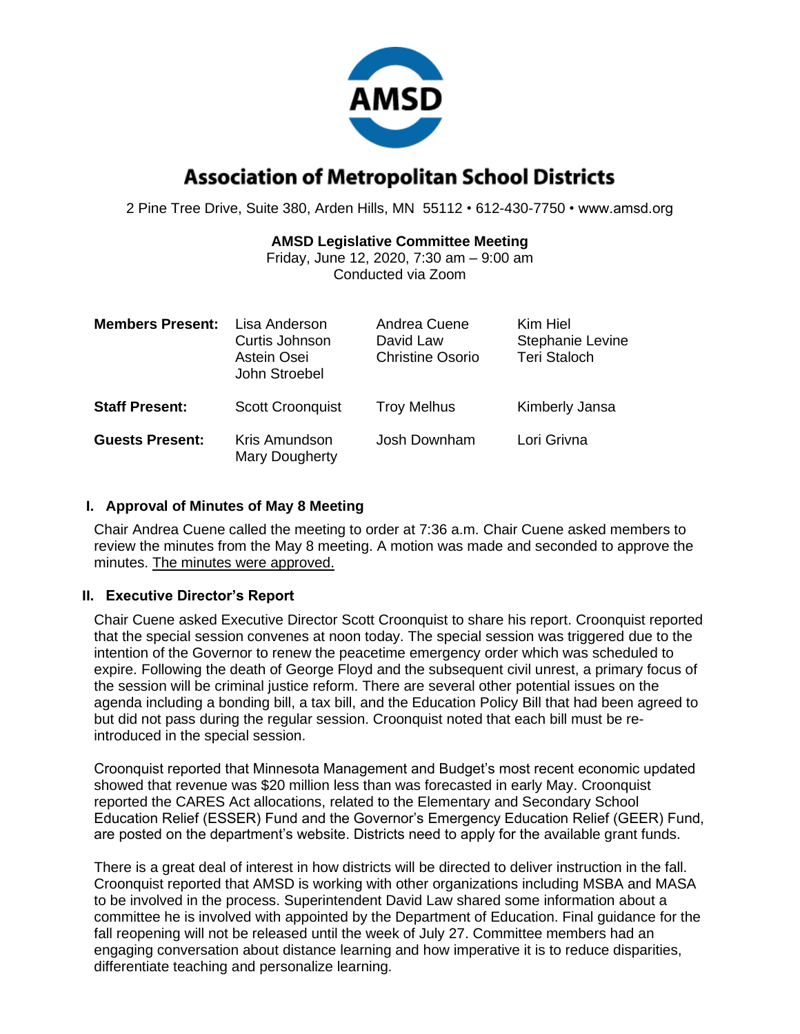# Association of Metropolitan School Districts

2 Pine Tree Drive, Suite 380, Arden Hills, MN 55112 • 612-430-7750 • www.amsd.org

**AMSD Legislative Committee Meeting**
Friday, June 12, 2020, 7:30 am – 9:00 am
Conducted via Zoom

| | | | |
|---|---|---|---|
| **Members Present:** | Lisa Anderson<br>Curtis Johnson<br>Astein Osei<br>John Stroebel | Andrea Cuene<br>David Law<br>Christine Osorio | Kim Hiel<br>Stephanie Levine<br>Teri Staloch |
| **Staff Present:** | Scott Croonquist | Troy Melhus | Kimberly Jansa |
| **Guests Present:** | Kris Amundson<br>Mary Dougherty | Josh Downham | Lori Grivna |

## I. Approval of Minutes of May 8 Meeting

Chair Andrea Cuene called the meeting to order at 7:36 a.m. Chair Cuene asked members to review the minutes from the May 8 meeting. A motion was made and seconded to approve the minutes. The minutes were approved.

## II. Executive Director's Report

Chair Cuene asked Executive Director Scott Croonquist to share his report. Croonquist reported that the special session convenes at noon today. The special session was triggered due to the intention of the Governor to renew the peacetime emergency order which was scheduled to expire. Following the death of George Floyd and the subsequent civil unrest, a primary focus of the session will be criminal justice reform. There are several other potential issues on the agenda including a bonding bill, a tax bill, and the Education Policy Bill that had been agreed to but did not pass during the regular session. Croonquist noted that each bill must be re-introduced in the special session.

Croonquist reported that Minnesota Management and Budget's most recent economic updated showed that revenue was $20 million less than was forecasted in early May. Croonquist reported the CARES Act allocations, related to the Elementary and Secondary School Education Relief (ESSER) Fund and the Governor's Emergency Education Relief (GEER) Fund, are posted on the department's website. Districts need to apply for the available grant funds.

There is a great deal of interest in how districts will be directed to deliver instruction in the fall. Croonquist reported that AMSD is working with other organizations including MSBA and MASA to be involved in the process. Superintendent David Law shared some information about a committee he is involved with appointed by the Department of Education. Final guidance for the fall reopening will not be released until the week of July 27. Committee members had an engaging conversation about distance learning and how imperative it is to reduce disparities, differentiate teaching and personalize learning.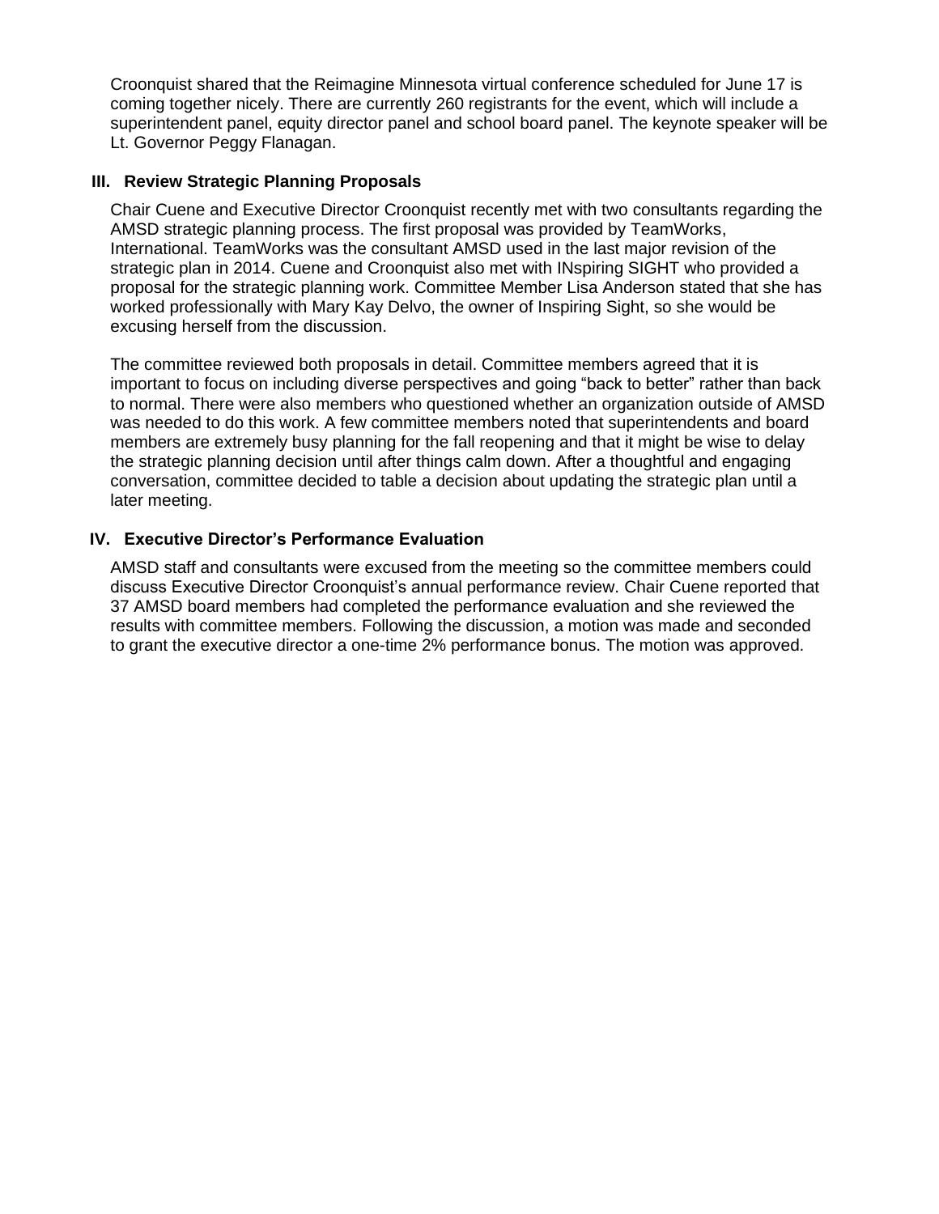Croonquist shared that the Reimagine Minnesota virtual conference scheduled for June 17 is coming together nicely. There are currently 260 registrants for the event, which will include a superintendent panel, equity director panel and school board panel. The keynote speaker will be Lt. Governor Peggy Flanagan.

### III. Review Strategic Planning Proposals

Chair Cuene and Executive Director Croonquist recently met with two consultants regarding the AMSD strategic planning process. The first proposal was provided by TeamWorks, International. TeamWorks was the consultant AMSD used in the last major revision of the strategic plan in 2014. Cuene and Croonquist also met with INspiring SIGHT who provided a proposal for the strategic planning work. Committee Member Lisa Anderson stated that she has worked professionally with Mary Kay Delvo, the owner of Inspiring Sight, so she would be excusing herself from the discussion.

The committee reviewed both proposals in detail. Committee members agreed that it is important to focus on including diverse perspectives and going "back to better" rather than back to normal. There were also members who questioned whether an organization outside of AMSD was needed to do this work. A few committee members noted that superintendents and board members are extremely busy planning for the fall reopening and that it might be wise to delay the strategic planning decision until after things calm down. After a thoughtful and engaging conversation, committee decided to table a decision about updating the strategic plan until a later meeting.

### IV. Executive Director's Performance Evaluation

AMSD staff and consultants were excused from the meeting so the committee members could discuss Executive Director Croonquist's annual performance review. Chair Cuene reported that 37 AMSD board members had completed the performance evaluation and she reviewed the results with committee members. Following the discussion, a motion was made and seconded to grant the executive director a one-time 2% performance bonus. The motion was approved.